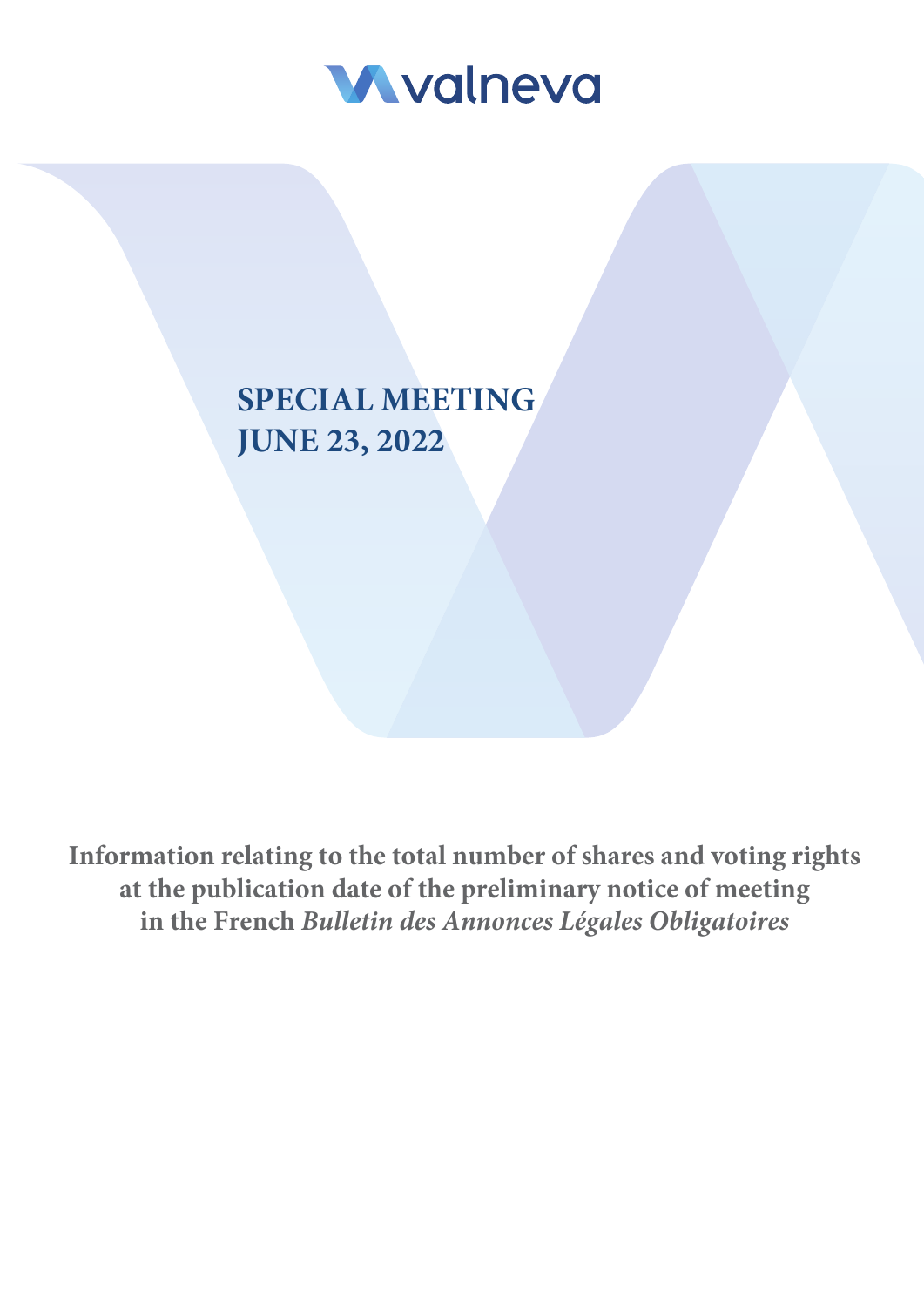valneva

# SPECIAL MEETING
# JUNE 23, 2022

**Information relating to the total number of shares and voting rights at the publication date of the preliminary notice of meeting in the French *Bulletin des Annonces Légales Obligatoires***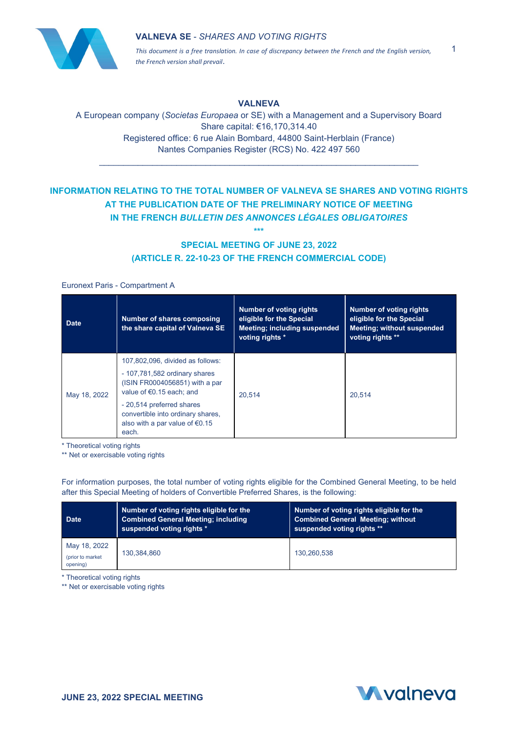# VALNEVA

A European company (*Societas Europaea* or SE) with a Management and a Supervisory Board
Share capital: €16,170,314.40
Registered office: 6 rue Alain Bombard, 44800 Saint-Herblain (France)
Nantes Companies Register (RCS) No. 422 497 560

## INFORMATION RELATING TO THE TOTAL NUMBER OF VALNEVA SE SHARES AND VOTING RIGHTS AT THE PUBLICATION DATE OF THE PRELIMINARY NOTICE OF MEETING IN THE FRENCH *BULLETIN DES ANNONCES LÉGALES OBLIGATOIRES*

\*\*\*

## SPECIAL MEETING OF JUNE 23, 2022 (ARTICLE R. 22-10-23 OF THE FRENCH COMMERCIAL CODE)

Euronext Paris - Compartment A

| Date | Number of shares composing the share capital of Valneva SE | Number of voting rights eligible for the Special Meeting; including suspended voting rights * | Number of voting rights eligible for the Special Meeting; without suspended voting rights ** |
|---|---|---|---|
| May 18, 2022 | 107,802,096, divided as follows: - 107,781,582 ordinary shares (ISIN FR0004056851) with a par value of €0.15 each; and - 20,514 preferred shares convertible into ordinary shares, also with a par value of €0.15 each. | 20,514 | 20,514 |

\* Theoretical voting rights
\*\* Net or exercisable voting rights

For information purposes, the total number of voting rights eligible for the Combined General Meeting, to be held after this Special Meeting of holders of Convertible Preferred Shares, is the following:

| Date | Number of voting rights eligible for the Combined General Meeting; including suspended voting rights * | Number of voting rights eligible for the Combined General Meeting; without suspended voting rights ** |
|---|---|---|
| May 18, 2022 (prior to market opening) | 130,384,860 | 130,260,538 |

\* Theoretical voting rights
\*\* Net or exercisable voting rights